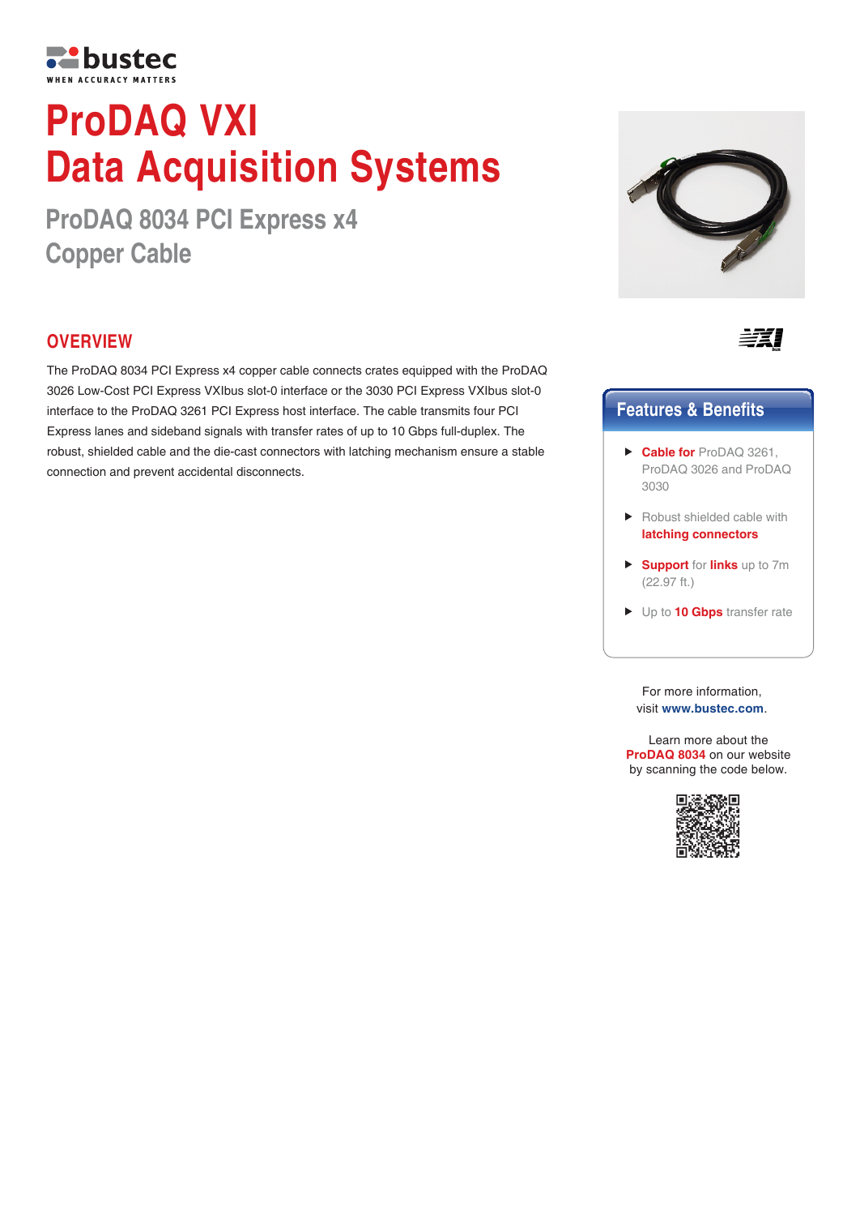bustec

WHEN ACCURACY MATTERS

# ProDAQ VXI
# Data Acquisition Systems

## ProDAQ 8034 PCI Express x4 Copper Cable

## OVERVIEW

The ProDAQ 8034 PCI Express x4 copper cable connects crates equipped with the ProDAQ 3026 Low-Cost PCI Express VXIbus slot-0 interface or the 3030 PCI Express VXIbus slot-0 interface to the ProDAQ 3261 PCI Express host interface. The cable transmits four PCI Express lanes and sideband signals with transfer rates of up to 10 Gbps full-duplex. The robust, shielded cable and the die-cast connectors with latching mechanism ensure a stable connection and prevent accidental disconnects.

## Features & Benefits

- **Cable for** ProDAQ 3261, ProDAQ 3026 and ProDAQ 3030
- Robust shielded cable with **latching connectors**
- **Support** for **links** up to 7m (22.97 ft.)
- Up to **10 Gbps** transfer rate

For more information, visit **www.bustec.com**.

Learn more about the **ProDAQ 8034** on our website by scanning the code below.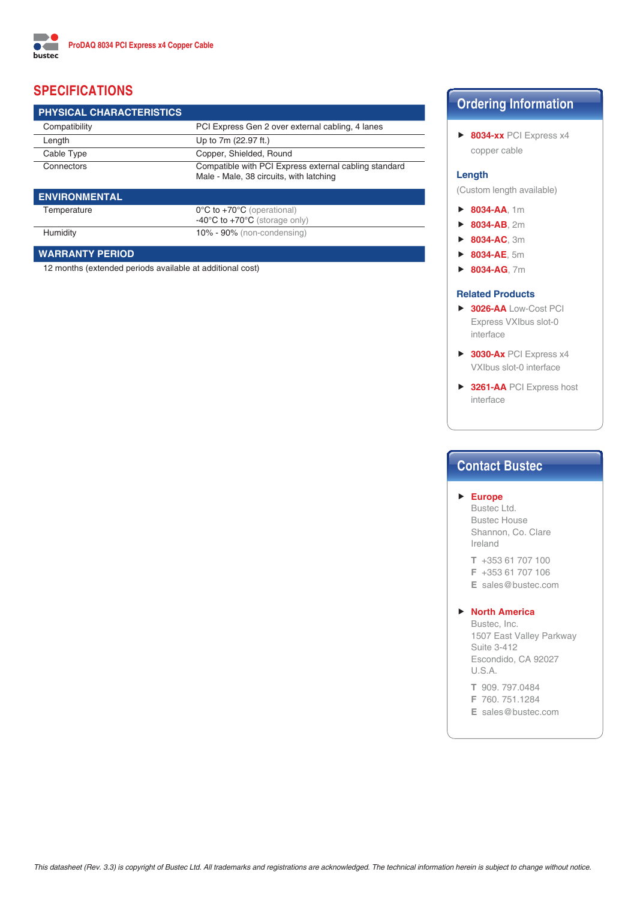## SPECIFICATIONS

| PHYSICAL CHARACTERISTICS | |
|---|---|
| Compatibility | PCI Express Gen 2 over external cabling, 4 lanes |
| Length | Up to 7m (22.97 ft.) |
| Cable Type | Copper, Shielded, Round |
| Connectors | Compatible with PCI Express external cabling standard<br>Male - Male, 38 circuits, with latching |

| ENVIRONMENTAL | |
|---|---|
| Temperature | 0°C to +70°C (operational)<br>-40°C to +70°C (storage only) |
| Humidity | 10% - 90% (non-condensing) |

### WARRANTY PERIOD

12 months (extended periods available at additional cost)

## Ordering Information

- **8034-xx** PCI Express x4 copper cable

### Length

(Custom length available)

- **8034-AA**, 1m
- **8034-AB**, 2m
- **8034-AC**, 3m
- **8034-AE**, 5m
- **8034-AG**, 7m

### Related Products

- **3026-AA** Low-Cost PCI Express VXIbus slot-0 interface
- **3030-Ax** PCI Express x4 VXIbus slot-0 interface
- **3261-AA** PCI Express host interface

## Contact Bustec

- **Europe**
  Bustec Ltd.
  Bustec House
  Shannon, Co. Clare
  Ireland

  **T** +353 61 707 100
  **F** +353 61 707 106
  **E** sales@bustec.com

- **North America**
  Bustec, Inc.
  1507 East Valley Parkway
  Suite 3-412
  Escondido, CA 92027
  U.S.A.

  **T** 909. 797.0484
  **F** 760. 751.1284
  **E** sales@bustec.com

*This datasheet (Rev. 3.3) is copyright of Bustec Ltd. All trademarks and registrations are acknowledged. The technical information herein is subject to change without notice.*